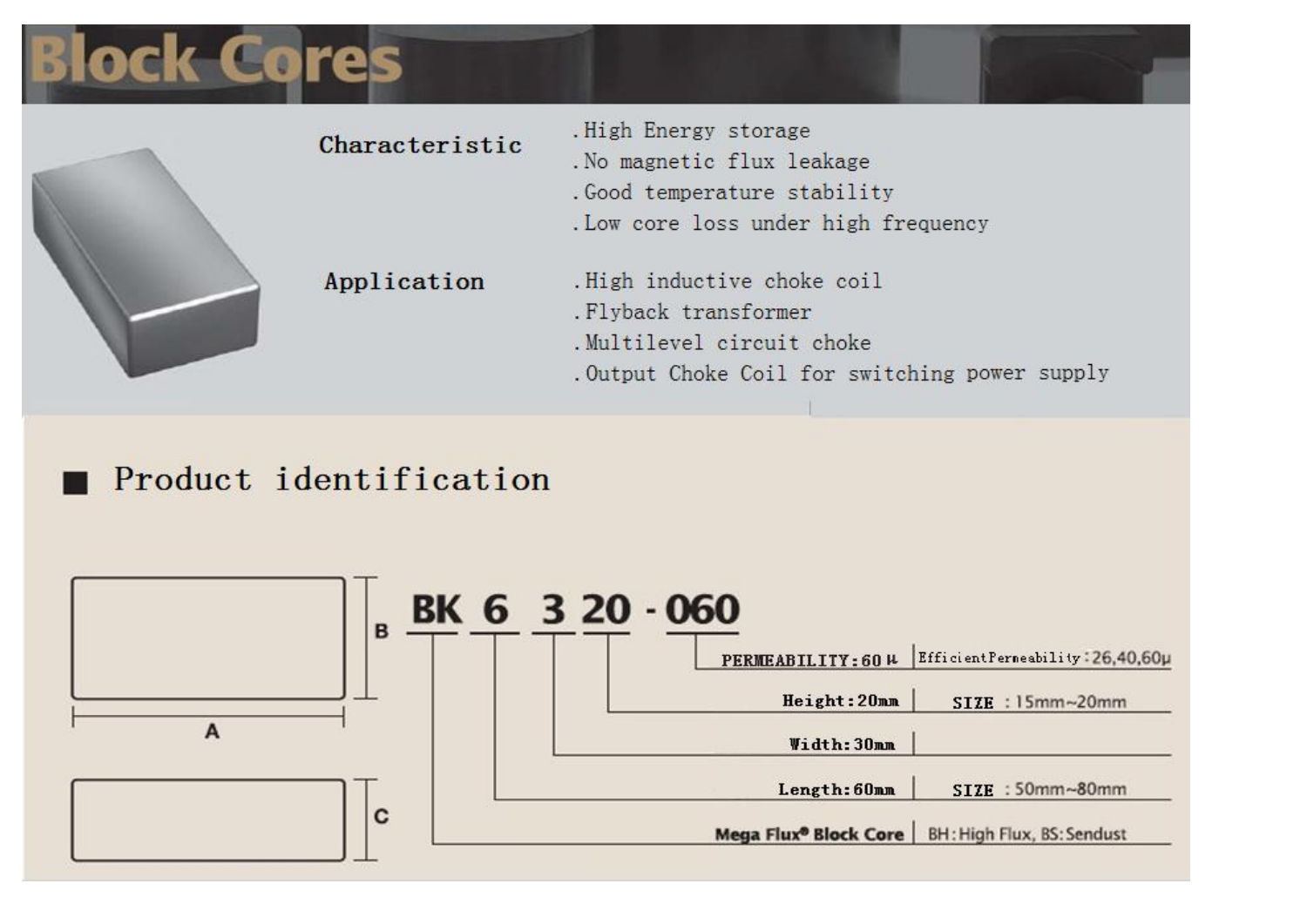# Block Cores

**Characteristic**

- High Energy storage
- No magnetic flux leakage
- Good temperature stability
- Low core loss under high frequency

**Application**

- High inductive choke coil
- Flyback transformer
- Multilevel circuit choke
- Output Choke Coil for switching power supply

## ■ Product identification

A, B, C

**BK 6 3 20 - 060**

| Code | Meaning | Notes |
|---|---|---|
| 060 | PERMEABILITY: 60 μ | Efficient Permeability: 26,40,60μ |
| 20 | Height: 20mm | SIZE : 15mm~20mm |
| 3 | Width: 30mm | |
| 6 | Length: 60mm | SIZE : 50mm~80mm |
| BK | Mega Flux® Block Core | BH: High Flux, BS: Sendust |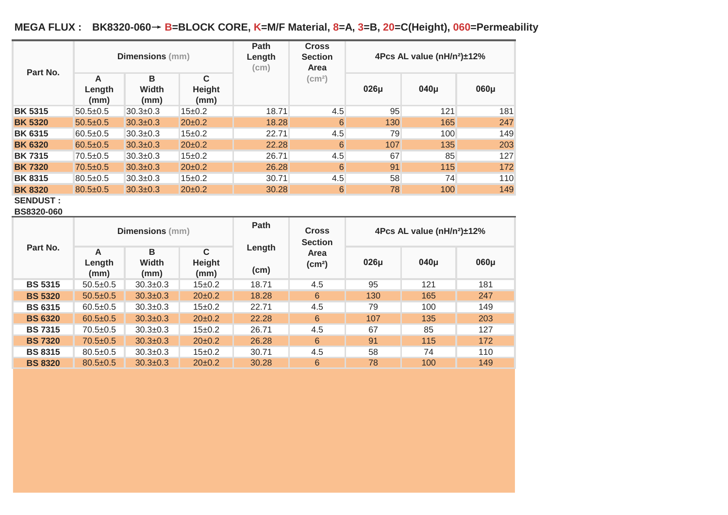**MEGA FLUX : BK8320-060→ B=BLOCK CORE, K=M/F Material, 8=A, 3=B, 20=C(Height), 060=Permeability**

| Part No. | Dimensions (mm) | | | Path Length (cm) | Cross Section Area ($cm^2$) | 4Pcs AL value ($nH/n^2$)±12% | | |
|---|---|---|---|---|---|---|---|---|
| | A Length (mm) | B Width (mm) | C Height (mm) | | | 026μ | 040μ | 060μ |
| **BK 5315** | 50.5±0.5 | 30.3±0.3 | 15±0.2 | 18.71 | 4.5 | 95 | 121 | 181 |
| **BK 5320** | 50.5±0.5 | 30.3±0.3 | 20±0.2 | 18.28 | 6 | 130 | 165 | 247 |
| **BK 6315** | 60.5±0.5 | 30.3±0.3 | 15±0.2 | 22.71 | 4.5 | 79 | 100 | 149 |
| **BK 6320** | 60.5±0.5 | 30.3±0.3 | 20±0.2 | 22.28 | 6 | 107 | 135 | 203 |
| **BK 7315** | 70.5±0.5 | 30.3±0.3 | 15±0.2 | 26.71 | 4.5 | 67 | 85 | 127 |
| **BK 7320** | 70.5±0.5 | 30.3±0.3 | 20±0.2 | 26.28 | 6 | 91 | 115 | 172 |
| **BK 8315** | 80.5±0.5 | 30.3±0.3 | 15±0.2 | 30.71 | 4.5 | 58 | 74 | 110 |
| **BK 8320** | 80.5±0.5 | 30.3±0.3 | 20±0.2 | 30.28 | 6 | 78 | 100 | 149 |

**SENDUST :**
**BS8320-060**

| Part No. | Dimensions (mm) | | | Path Length (cm) | Cross Section Area ($cm^2$) | 4Pcs AL value ($nH/n^2$)±12% | | |
|---|---|---|---|---|---|---|---|---|
| | A Length (mm) | B Width (mm) | C Height (mm) | | | 026μ | 040μ | 060μ |
| **BS 5315** | 50.5±0.5 | 30.3±0.3 | 15±0.2 | 18.71 | 4.5 | 95 | 121 | 181 |
| **BS 5320** | 50.5±0.5 | 30.3±0.3 | 20±0.2 | 18.28 | 6 | 130 | 165 | 247 |
| **BS 6315** | 60.5±0.5 | 30.3±0.3 | 15±0.2 | 22.71 | 4.5 | 79 | 100 | 149 |
| **BS 6320** | 60.5±0.5 | 30.3±0.3 | 20±0.2 | 22.28 | 6 | 107 | 135 | 203 |
| **BS 7315** | 70.5±0.5 | 30.3±0.3 | 15±0.2 | 26.71 | 4.5 | 67 | 85 | 127 |
| **BS 7320** | 70.5±0.5 | 30.3±0.3 | 20±0.2 | 26.28 | 6 | 91 | 115 | 172 |
| **BS 8315** | 80.5±0.5 | 30.3±0.3 | 15±0.2 | 30.71 | 4.5 | 58 | 74 | 110 |
| **BS 8320** | 80.5±0.5 | 30.3±0.3 | 20±0.2 | 30.28 | 6 | 78 | 100 | 149 |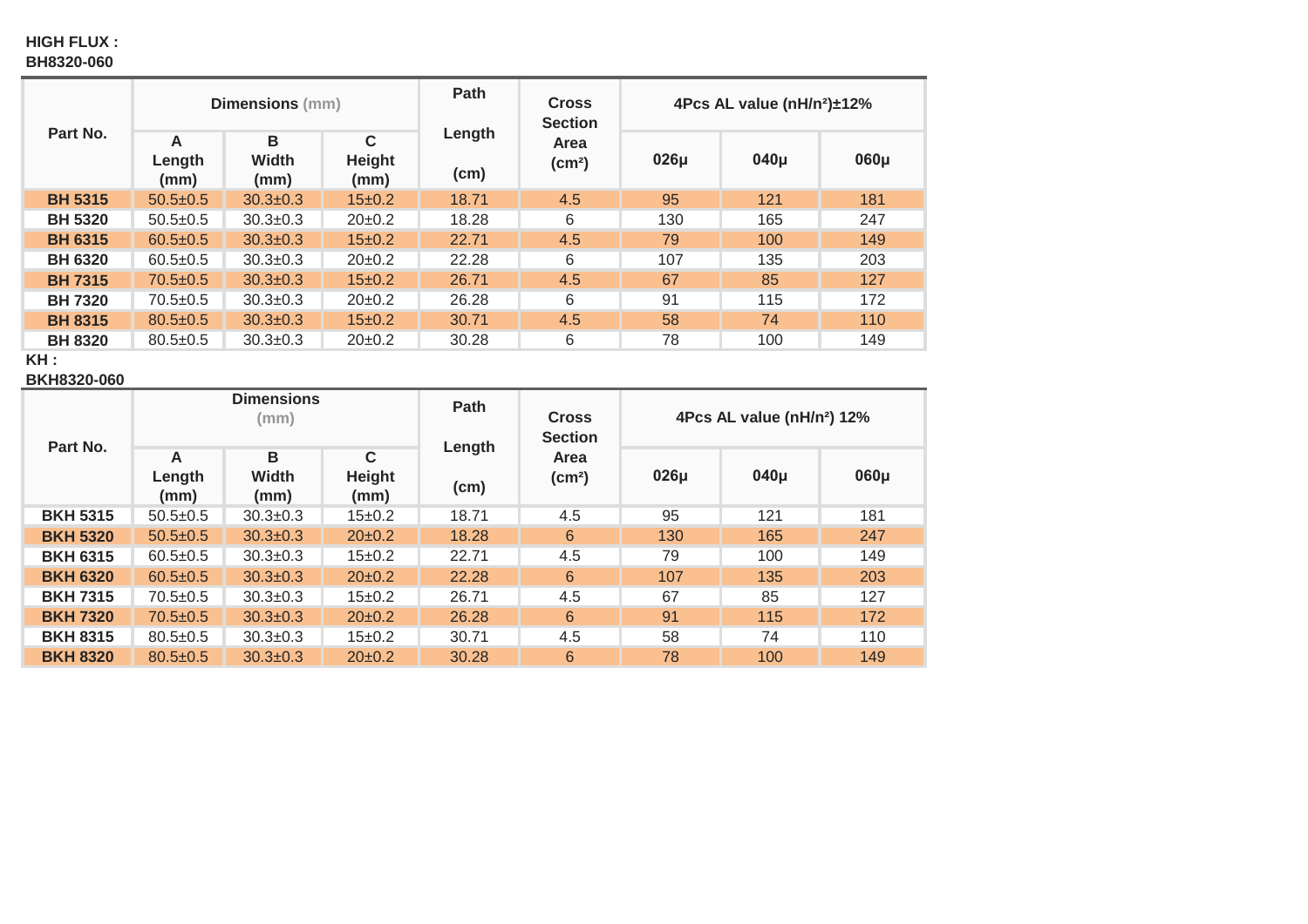**HIGH FLUX :**
**BH8320-060**

| Part No. | Dimensions (mm) | | | Path Length (cm) | Cross Section Area ($cm^2$) | 4Pcs AL value ($nH/n^2$)±12% | | |
|---|---|---|---|---|---|---|---|---|
| | A Length (mm) | B Width (mm) | C Height (mm) | | | 026µ | 040µ | 060µ |
| **BH 5315** | 50.5±0.5 | 30.3±0.3 | 15±0.2 | 18.71 | 4.5 | 95 | 121 | 181 |
| **BH 5320** | 50.5±0.5 | 30.3±0.3 | 20±0.2 | 18.28 | 6 | 130 | 165 | 247 |
| **BH 6315** | 60.5±0.5 | 30.3±0.3 | 15±0.2 | 22.71 | 4.5 | 79 | 100 | 149 |
| **BH 6320** | 60.5±0.5 | 30.3±0.3 | 20±0.2 | 22.28 | 6 | 107 | 135 | 203 |
| **BH 7315** | 70.5±0.5 | 30.3±0.3 | 15±0.2 | 26.71 | 4.5 | 67 | 85 | 127 |
| **BH 7320** | 70.5±0.5 | 30.3±0.3 | 20±0.2 | 26.28 | 6 | 91 | 115 | 172 |
| **BH 8315** | 80.5±0.5 | 30.3±0.3 | 15±0.2 | 30.71 | 4.5 | 58 | 74 | 110 |
| **BH 8320** | 80.5±0.5 | 30.3±0.3 | 20±0.2 | 30.28 | 6 | 78 | 100 | 149 |

**KH :**
**BKH8320-060**

| Part No. | Dimensions (mm) | | | Path Length (cm) | Cross Section Area ($cm^2$) | 4Pcs AL value ($nH/n^2$) 12% | | |
|---|---|---|---|---|---|---|---|---|
| | A Length (mm) | B Width (mm) | C Height (mm) | | | 026µ | 040µ | 060µ |
| **BKH 5315** | 50.5±0.5 | 30.3±0.3 | 15±0.2 | 18.71 | 4.5 | 95 | 121 | 181 |
| **BKH 5320** | 50.5±0.5 | 30.3±0.3 | 20±0.2 | 18.28 | 6 | 130 | 165 | 247 |
| **BKH 6315** | 60.5±0.5 | 30.3±0.3 | 15±0.2 | 22.71 | 4.5 | 79 | 100 | 149 |
| **BKH 6320** | 60.5±0.5 | 30.3±0.3 | 20±0.2 | 22.28 | 6 | 107 | 135 | 203 |
| **BKH 7315** | 70.5±0.5 | 30.3±0.3 | 15±0.2 | 26.71 | 4.5 | 67 | 85 | 127 |
| **BKH 7320** | 70.5±0.5 | 30.3±0.3 | 20±0.2 | 26.28 | 6 | 91 | 115 | 172 |
| **BKH 8315** | 80.5±0.5 | 30.3±0.3 | 15±0.2 | 30.71 | 4.5 | 58 | 74 | 110 |
| **BKH 8320** | 80.5±0.5 | 30.3±0.3 | 20±0.2 | 30.28 | 6 | 78 | 100 | 149 |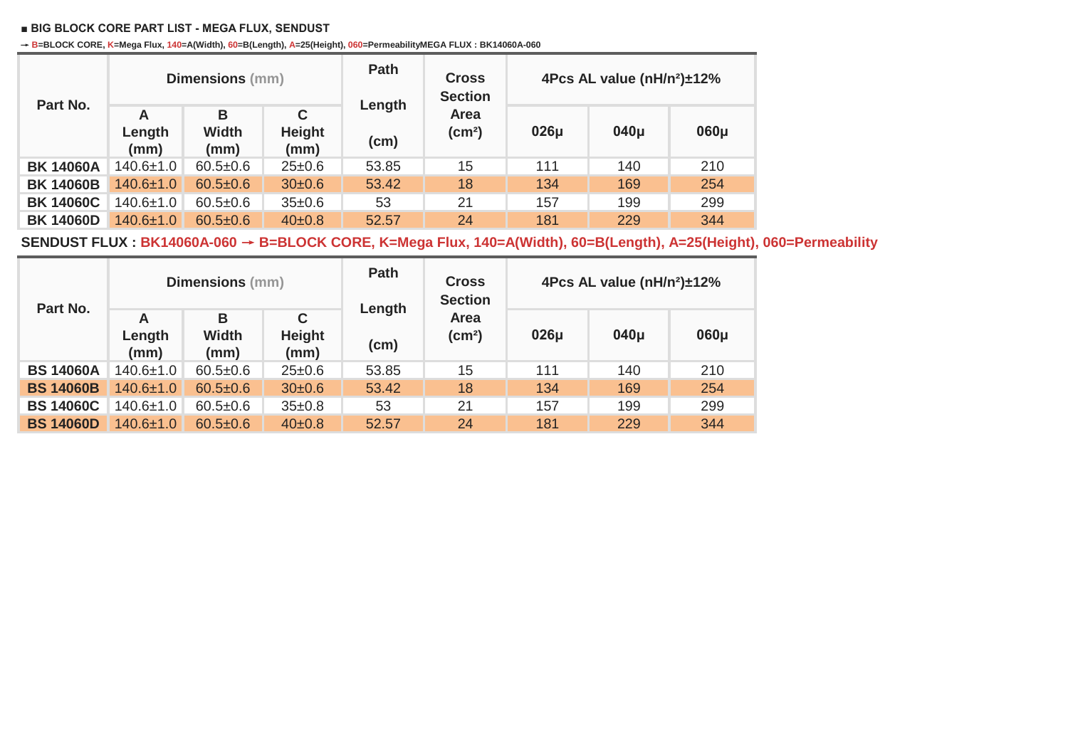■ **BIG BLOCK CORE PART LIST - MEGA FLUX, SENDUST**

→ B=BLOCK CORE, K=Mega Flux, 140=A(Width), 60=B(Length), A=25(Height), 060=PermeabilityMEGA FLUX : BK14060A-060

| Part No. | Dimensions (mm) | | | Path Length (cm) | Cross Section Area ($cm^2$) | 4Pcs AL value ($nH/n^2$)±12% | | |
|---|---|---|---|---|---|---|---|---|
| | A Length (mm) | B Width (mm) | C Height (mm) | | | 026μ | 040μ | 060μ |
| **BK 14060A** | 140.6±1.0 | 60.5±0.6 | 25±0.6 | 53.85 | 15 | 111 | 140 | 210 |
| **BK 14060B** | 140.6±1.0 | 60.5±0.6 | 30±0.6 | 53.42 | 18 | 134 | 169 | 254 |
| **BK 14060C** | 140.6±1.0 | 60.5±0.6 | 35±0.6 | 53 | 21 | 157 | 199 | 299 |
| **BK 14060D** | 140.6±1.0 | 60.5±0.6 | 40±0.8 | 52.57 | 24 | 181 | 229 | 344 |

**SENDUST FLUX : BK14060A-060 → B=BLOCK CORE, K=Mega Flux, 140=A(Width), 60=B(Length), A=25(Height), 060=Permeability**

| Part No. | Dimensions (mm) | | | Path Length (cm) | Cross Section Area ($cm^2$) | 4Pcs AL value ($nH/n^2$)±12% | | |
|---|---|---|---|---|---|---|---|---|
| | A Length (mm) | B Width (mm) | C Height (mm) | | | 026μ | 040μ | 060μ |
| **BS 14060A** | 140.6±1.0 | 60.5±0.6 | 25±0.6 | 53.85 | 15 | 111 | 140 | 210 |
| **BS 14060B** | 140.6±1.0 | 60.5±0.6 | 30±0.6 | 53.42 | 18 | 134 | 169 | 254 |
| **BS 14060C** | 140.6±1.0 | 60.5±0.6 | 35±0.8 | 53 | 21 | 157 | 199 | 299 |
| **BS 14060D** | 140.6±1.0 | 60.5±0.6 | 40±0.8 | 52.57 | 24 | 181 | 229 | 344 |